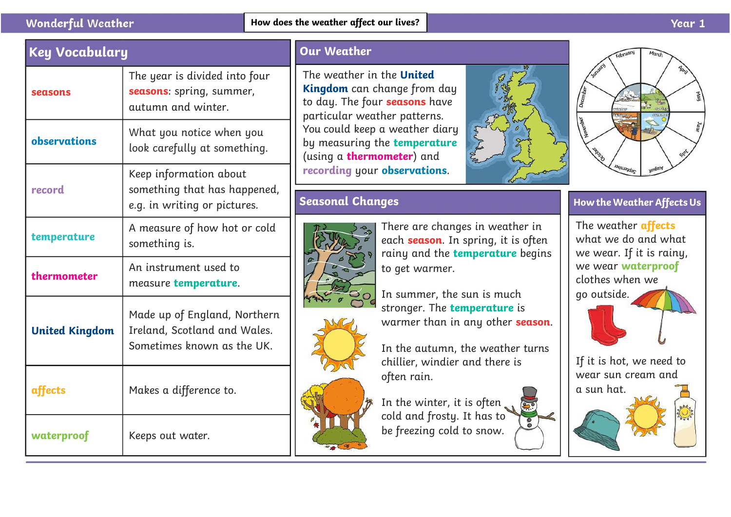# Wonderful Weather

**How does the weather affect our lives?**

Year 1

## Key Vocabulary

| | |
|---|---|
| **seasons** | The year is divided into four **seasons**: spring, summer, autumn and winter. |
| **observations** | What you notice when you look carefully at something. |
| **record** | Keep information about something that has happened, e.g. in writing or pictures. |
| **temperature** | A measure of how hot or cold something is. |
| **thermometer** | An instrument used to measure **temperature**. |
| **United Kingdom** | Made up of England, Northern Ireland, Scotland and Wales. Sometimes known as the UK. |
| **affects** | Makes a difference to. |
| **waterproof** | Keeps out water. |

## Our Weather

The weather in the **United Kingdom** can change from day to day. The four **seasons** have particular weather patterns. You could keep a weather diary by measuring the **temperature** (using a **thermometer**) and **recording** your **observations**.

## Seasonal Changes

There are changes in weather in each **season**. In spring, it is often rainy and the **temperature** begins to get warmer.

In summer, the sun is much stronger. The **temperature** is warmer than in any other **season**.

In the autumn, the weather turns chillier, windier and there is often rain.

In the winter, it is often cold and frosty. It has to be freezing cold to snow.

## How the Weather Affects Us

The weather **affects** what we do and what we wear. If it is rainy, we wear **waterproof** clothes when we go outside.

If it is hot, we need to wear sun cream and a sun hat.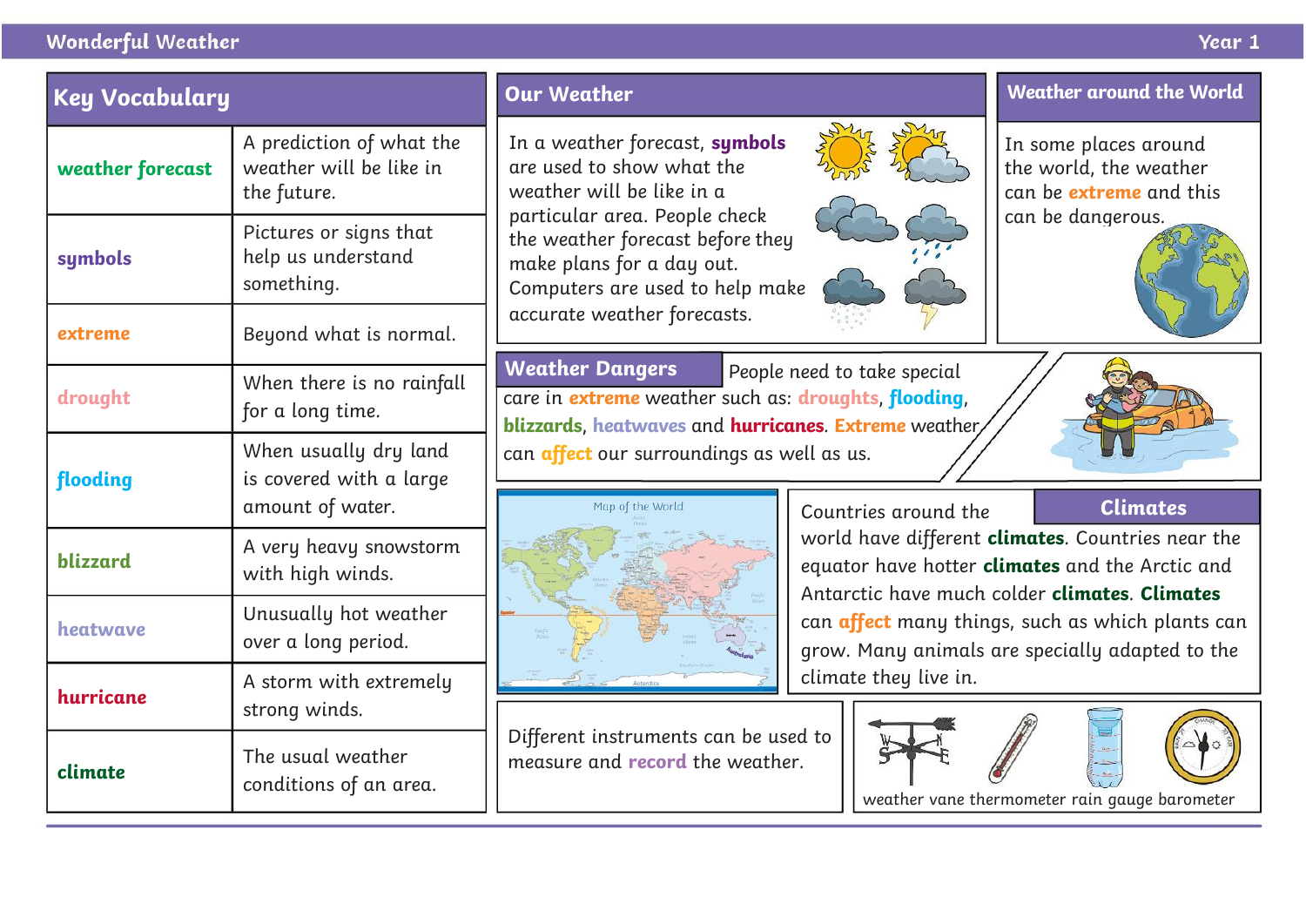# Wonderful Weather

Year 1

## Key Vocabulary

| | |
|---|---|
| **weather forecast** | A prediction of what the weather will be like in the future. |
| **symbols** | Pictures or signs that help us understand something. |
| **extreme** | Beyond what is normal. |
| **drought** | When there is no rainfall for a long time. |
| **flooding** | When usually dry land is covered with a large amount of water. |
| **blizzard** | A very heavy snowstorm with high winds. |
| **heatwave** | Unusually hot weather over a long period. |
| **hurricane** | A storm with extremely strong winds. |
| **climate** | The usual conditions of an area. |

## Our Weather

In a weather forecast, **symbols** are used to show what the weather will be like in a particular area. People check the weather forecast before they make plans for a day out. Computers are used to help make accurate weather forecasts.

## Weather around the World

In some places around the world, the weather can be **extreme** and this can be dangerous.

## Weather Dangers

People need to take special care in **extreme** weather such as: **droughts**, **flooding**, **blizzards**, **heatwaves** and **hurricanes**. **Extreme** weather can **affect** our surroundings as well as us.

Map of the World

## Climates

Countries around the world have different **climates**. Countries near the equator have hotter **climates** and the Arctic and Antarctic have much colder **climates**. **Climates** can **affect** many things, such as which plants can grow. Many animals are specially adapted to the climate they live in.

Different instruments can be used to measure and **record** the weather.

weather vane thermometer rain gauge barometer